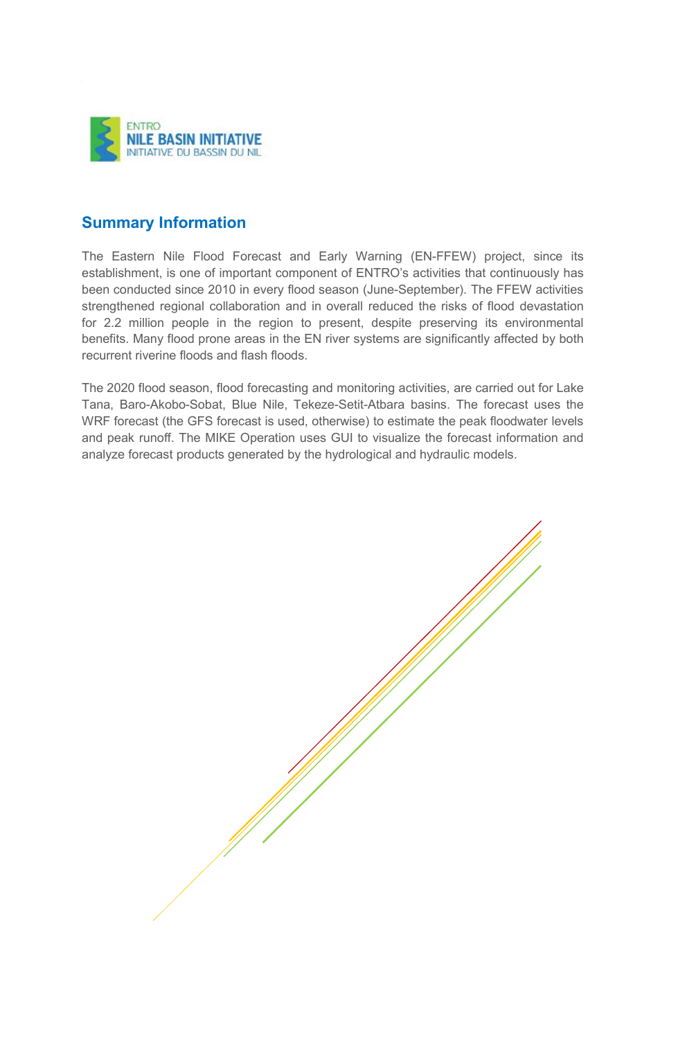ENTRO
NILE BASIN INITIATIVE
INITIATIVE DU BASSIN DU NIL

## Summary Information

The Eastern Nile Flood Forecast and Early Warning (EN-FFEW) project, since its establishment, is one of important component of ENTRO's activities that continuously has been conducted since 2010 in every flood season (June-September). The FFEW activities strengthened regional collaboration and in overall reduced the risks of flood devastation for 2.2 million people in the region to present, despite preserving its environmental benefits. Many flood prone areas in the EN river systems are significantly affected by both recurrent riverine floods and flash floods.

The 2020 flood season, flood forecasting and monitoring activities, are carried out for Lake Tana, Baro-Akobo-Sobat, Blue Nile, Tekeze-Setit-Atbara basins. The forecast uses the WRF forecast (the GFS forecast is used, otherwise) to estimate the peak floodwater levels and peak runoff. The MIKE Operation uses GUI to visualize the forecast information and analyze forecast products generated by the hydrological and hydraulic models.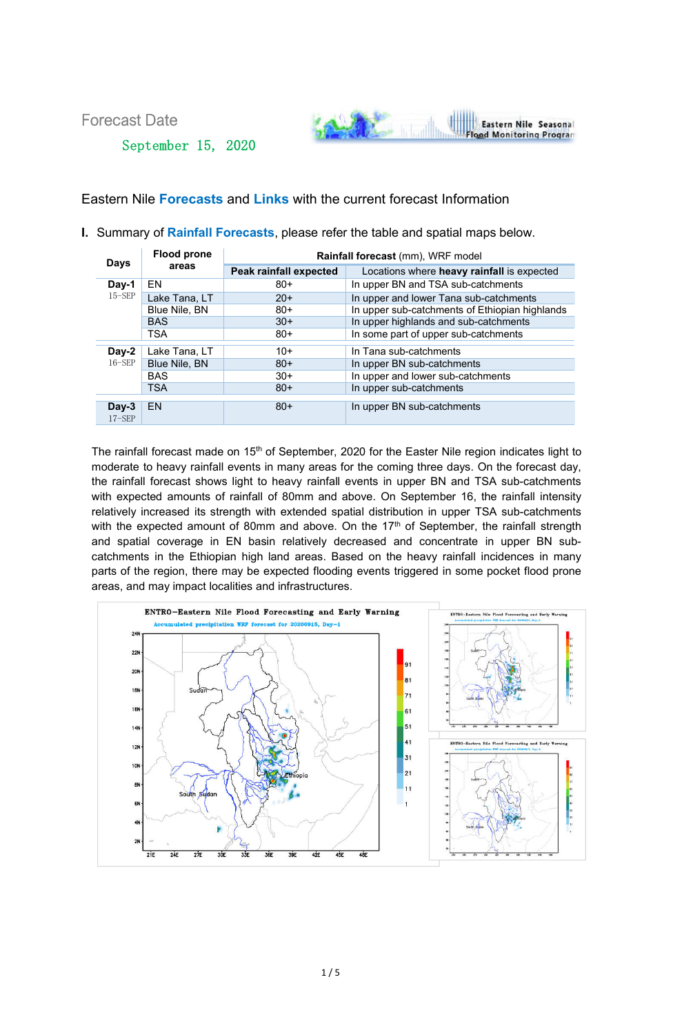Forecast Date

September 15, 2020

Eastern Nile **Forecasts** and **Links** with the current forecast Information

## I. Summary of Rainfall Forecasts, please refer the table and spatial maps below.

| Days | Flood prone areas | Rainfall forecast (mm), WRF model | |
|---|---|---|---|
| | | **Peak rainfall expected** | Locations where **heavy rainfall** is expected |
| **Day-1** 15-SEP | EN | 80+ | In upper BN and TSA sub-catchments |
| | Lake Tana, LT | 20+ | In upper and lower Tana sub-catchments |
| | Blue Nile, BN | 80+ | In upper sub-catchments of Ethiopian highlands |
| | BAS | 30+ | In upper highlands and sub-catchments |
| | TSA | 80+ | In some part of upper sub-catchments |
| **Day-2** 16-SEP | Lake Tana, LT | 10+ | In Tana sub-catchments |
| | Blue Nile, BN | 80+ | In upper BN sub-catchments |
| | BAS | 30+ | In upper and lower sub-catchments |
| | TSA | 80+ | In upper sub-catchments |
| **Day-3** 17-SEP | EN | 80+ | In upper BN sub-catchments |

The rainfall forecast made on 15th of September, 2020 for the Easter Nile region indicates light to moderate to heavy rainfall events in many areas for the coming three days. On the forecast day, the rainfall forecast shows light to heavy rainfall events in upper BN and TSA sub-catchments with expected amounts of rainfall of 80mm and above. On September 16, the rainfall intensity relatively increased its strength with extended spatial distribution in upper TSA sub-catchments with the expected amount of 80mm and above. On the 17th of September, the rainfall strength and spatial coverage in EN basin relatively decreased and concentrate in upper BN sub-catchments in the Ethiopian high land areas. Based on the heavy rainfall incidences in many parts of the region, there may be expected flooding events triggered in some pocket flood prone areas, and may impact localities and infrastructures.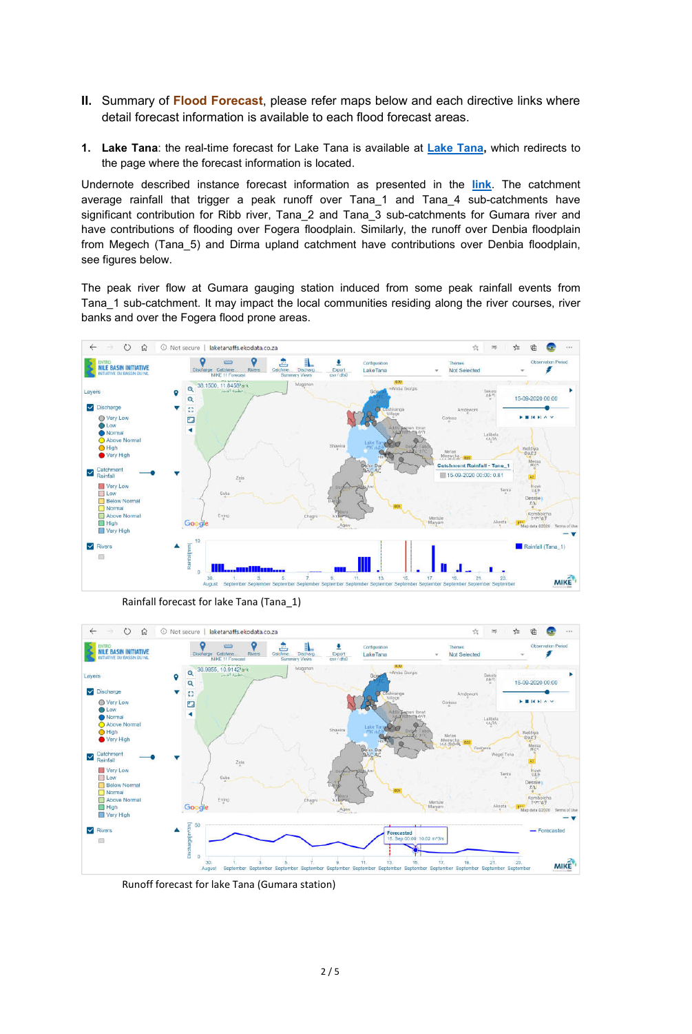## II. Summary of **Flood Forecast**, please refer maps below and each directive links where detail forecast information is available to each flood forecast areas.

1. **Lake Tana**: the real-time forecast for Lake Tana is available at **Lake Tana**, which redirects to the page where the forecast information is located.

Undernote described instance forecast information as presented in the **link**. The catchment average rainfall that trigger a peak runoff over Tana_1 and Tana_4 sub-catchments have significant contribution for Ribb river, Tana_2 and Tana_3 sub-catchments for Gumara river and have contributions of flooding over Fogera floodplain. Similarly, the runoff over Denbia floodplain from Megech (Tana_5) and Dirma upland catchment have contributions over Denbia floodplain, see figures below.

The peak river flow at Gumara gauging station induced from some peak rainfall events from Tana_1 sub-catchment. It may impact the local communities residing along the river courses, river banks and over the Fogera flood prone areas.

Rainfall forecast for lake Tana (Tana_1)

Runoff forecast for lake Tana (Gumara station)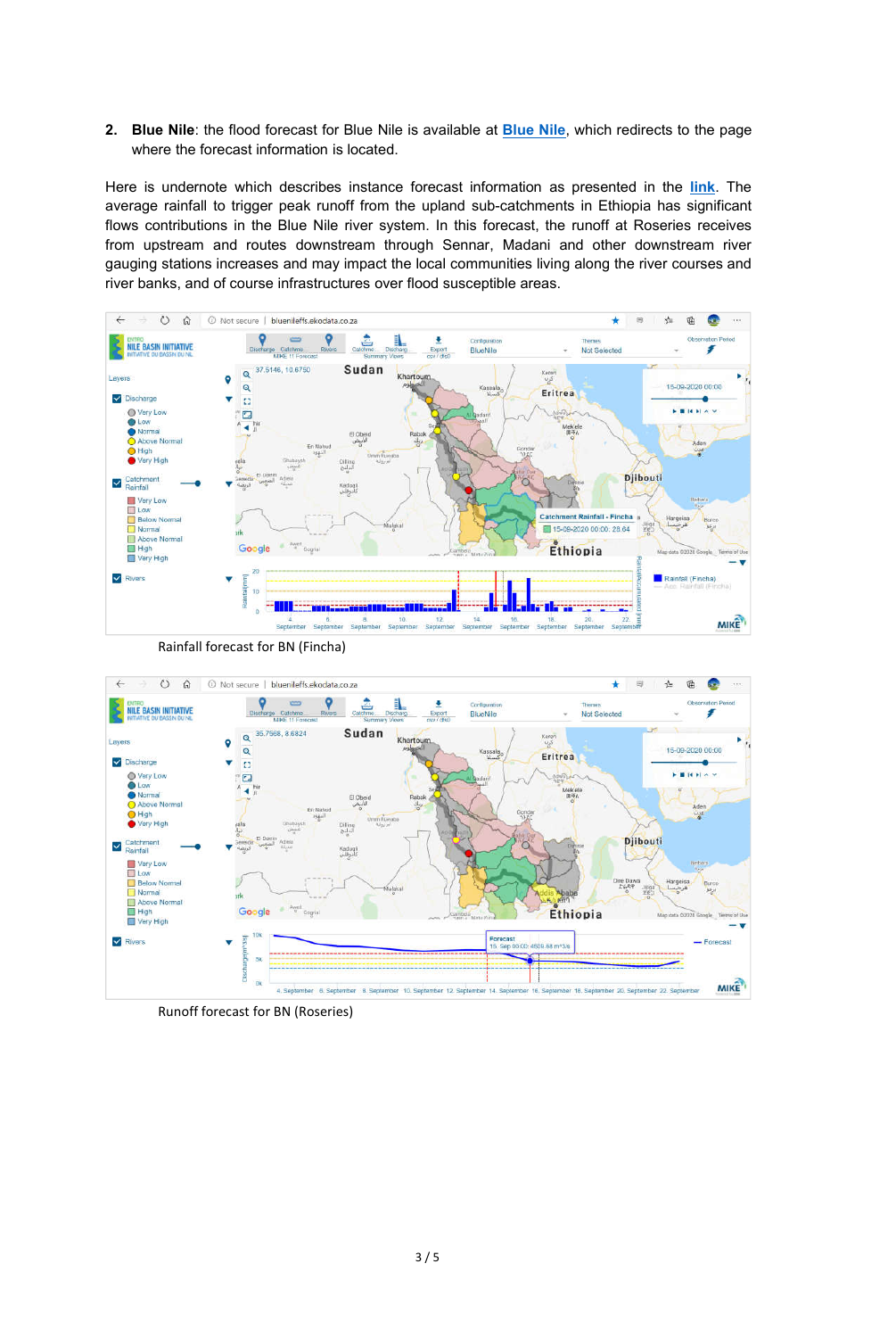2. **Blue Nile**: the flood forecast for Blue Nile is available at **Blue Nile**, which redirects to the page where the forecast information is located.

Here is undernote which describes instance forecast information as presented in the **link**. The average rainfall to trigger peak runoff from the upland sub-catchments in Ethiopia has significant flows contributions in the Blue Nile river system. In this forecast, the runoff at Roseries receives from upstream and routes downstream through Sennar, Madani and other downstream river gauging stations increases and may impact the local communities living along the river courses and river banks, and of course infrastructures over flood susceptible areas.

Rainfall forecast for BN (Fincha)

Runoff forecast for BN (Roseries)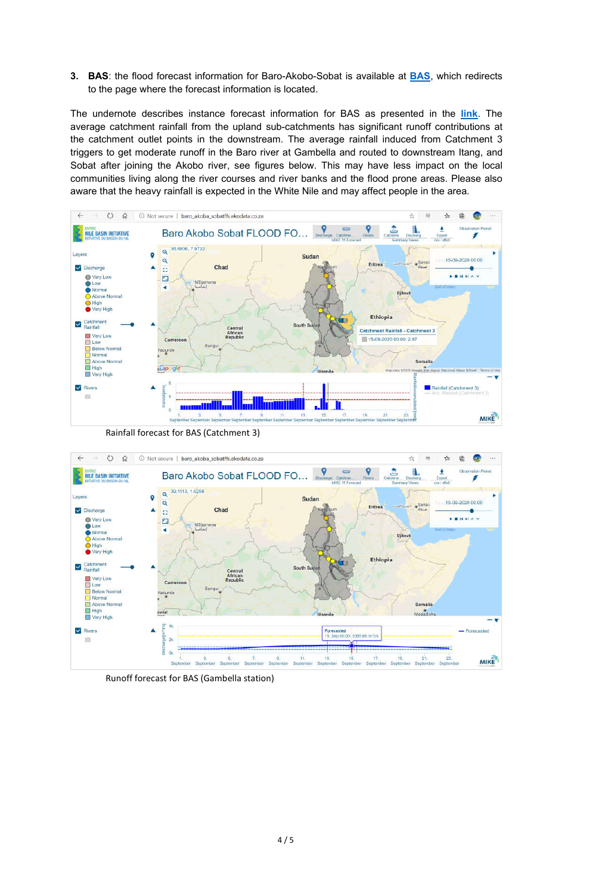3. **BAS**: the flood forecast information for Baro-Akobo-Sobat is available at **BAS**, which redirects to the page where the forecast information is located.

The undernote describes instance forecast information for BAS as presented in the **link**. The average catchment rainfall from the upland sub-catchments has significant runoff contributions at the catchment outlet points in the downstream. The average rainfall induced from Catchment 3 triggers to get moderate runoff in the Baro river at Gambella and routed to downstream Itang, and Sobat after joining the Akobo river, see figures below. This may have less impact on the local communities living along the river courses and river banks and the flood prone areas. Please also aware that the heavy rainfall is expected in the White Nile and may affect people in the area.

Rainfall forecast for BAS (Catchment 3)

Runoff forecast for BAS (Gambella station)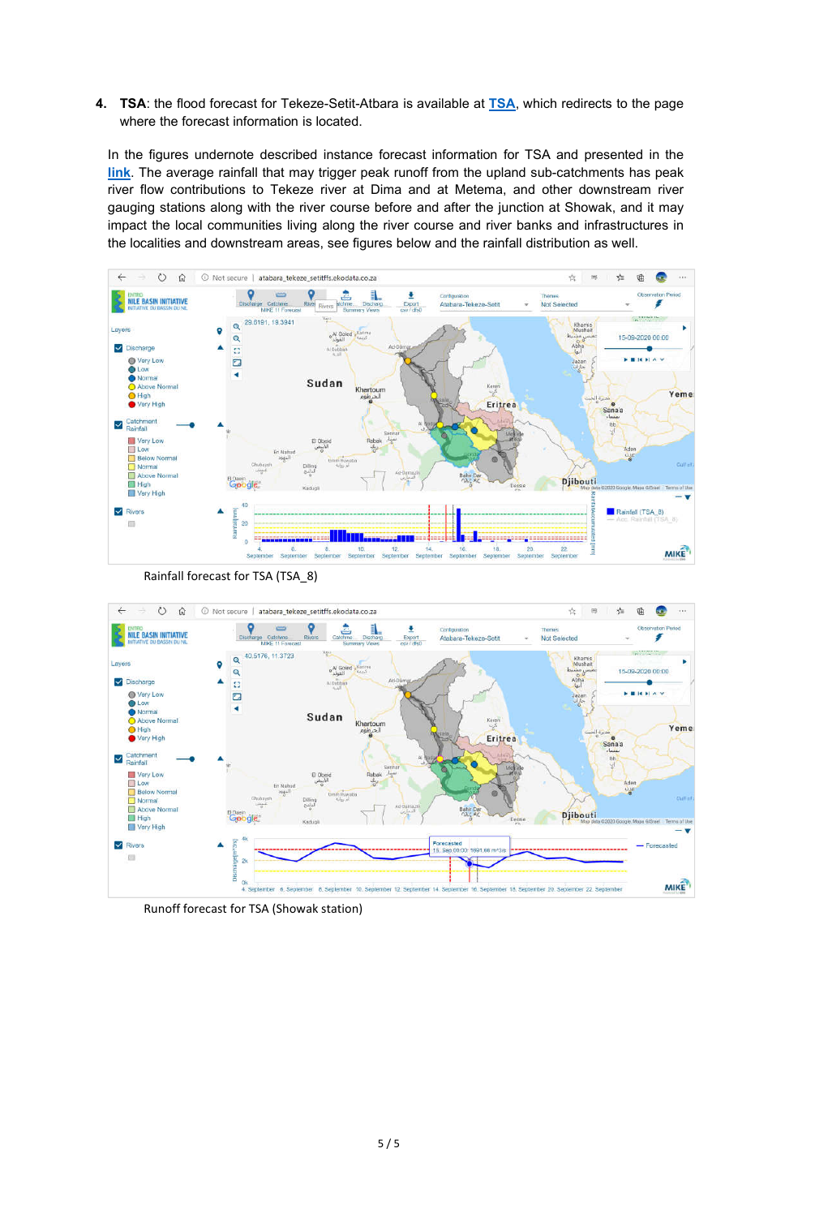4. **TSA**: the flood forecast for Tekeze-Setit-Atbara is available at [TSA](), which redirects to the page where the forecast information is located.

   In the figures undernote described instance forecast information for TSA and presented in the [link](). The average rainfall that may trigger peak runoff from the upland sub-catchments has peak river flow contributions to Tekeze river at Dima and at Metema, and other downstream river gauging stations along with the river course before and after the junction at Showak, and it may impact the local communities living along the river course and river banks and infrastructures in the localities and downstream areas, see figures below and the rainfall distribution as well.

Rainfall forecast for TSA (TSA_8)

Runoff forecast for TSA (Showak station)